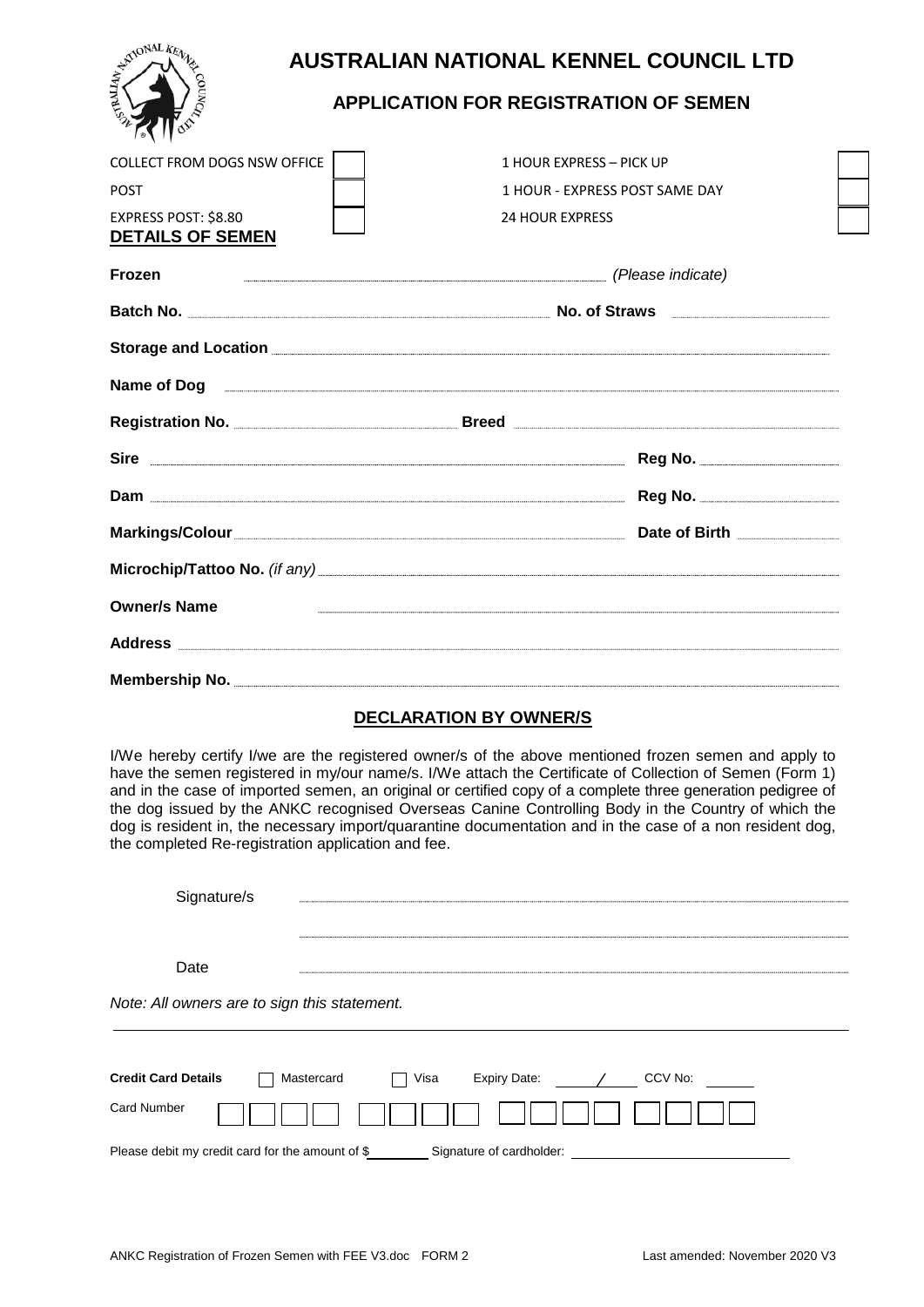# AUSTRALIAN NATIONAL KENNEL COUNCIL LTD

## APPLICATION FOR REGISTRATION OF SEMEN

| | | | |
|---|---|---|---|
| COLLECT FROM DOGS NSW OFFICE | ☐ | 1 HOUR EXPRESS – PICK UP | ☐ |
| POST | ☐ | 1 HOUR - EXPRESS POST SAME DAY | ☐ |
| EXPRESS POST: $8.80 | ☐ | 24 HOUR EXPRESS | ☐ |

## DETAILS OF SEMEN

**Frozen** ________________________________ *(Please indicate)*

**Batch No.** ________________________________ **No. of Straws** ________________

**Storage and Location** ________________________________

**Name of Dog** ________________________________

**Registration No.** ________________ **Breed** ________________

**Sire** ________________________________ **Reg No.** ________________

**Dam** ________________________________ **Reg No.** ________________

**Markings/Colour** ________________________________ **Date of Birth** ________________

**Microchip/Tattoo No.** *(if any)* ________________________________

**Owner/s Name** ________________________________

**Address** ________________________________

**Membership No.** ________________________________

## DECLARATION BY OWNER/S

I/We hereby certify I/we are the registered owner/s of the above mentioned frozen semen and apply to have the semen registered in my/our name/s. I/We attach the Certificate of Collection of Semen (Form 1) and in the case of imported semen, an original or certified copy of a complete three generation pedigree of the dog issued by the ANKC recognised Overseas Canine Controlling Body in the Country of which the dog is resident in, the necessary import/quarantine documentation and in the case of a non resident dog, the completed Re-registration application and fee.

Signature/s ________________________________

________________________________

Date ________________________________

*Note: All owners are to sign this statement.*

---

**Credit Card Details** ☐ Mastercard ☐ Visa Expiry Date: ____ / ____ CCV No: ______

Card Number ☐☐☐☐ ☐☐☐☐ ☐☐☐☐ ☐☐☐☐

Please debit my credit card for the amount of $________ Signature of cardholder: ________________________

ANKC Registration of Frozen Semen with FEE V3.doc FORM 2 Last amended: November 2020 V3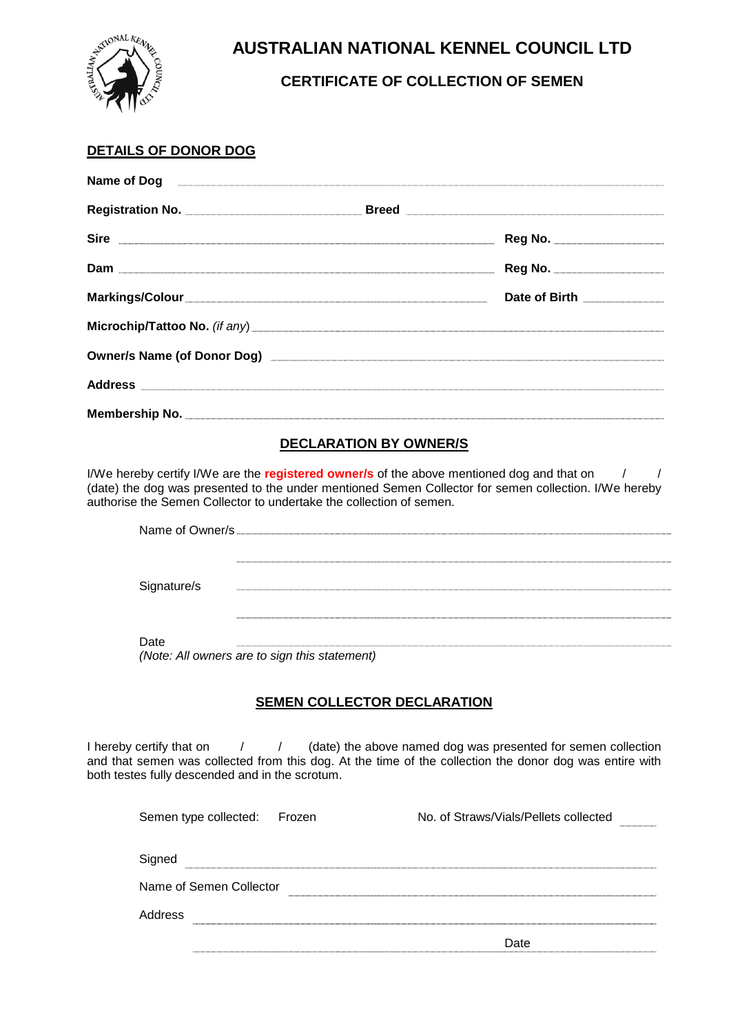# AUSTRALIAN NATIONAL KENNEL COUNCIL LTD

## CERTIFICATE OF COLLECTION OF SEMEN

**DETAILS OF DONOR DOG**

**Name of Dog** ..............................................................................

**Registration No.** .............................. **Breed** ..............................

**Sire** .............................................................. **Reg No.** ..............................

**Dam** .............................................................. **Reg No.** ..............................

**Markings/Colour** .............................................................. **Date of Birth** ..............................

**Microchip/Tattoo No.** *(if any)* ..............................................................................

**Owner/s Name (of Donor Dog)** ..............................................................................

**Address** ..............................................................................

**Membership No.** ..............................................................................

**DECLARATION BY OWNER/S**

I/We hereby certify I/We are the **registered owner/s** of the above mentioned dog and that on / / (date) the dog was presented to the under mentioned Semen Collector for semen collection. I/We hereby authorise the Semen Collector to undertake the collection of semen.

Name of Owner/s ..............................................................................

..............................................................................

Signature/s ..............................................................................

..............................................................................

Date ..............................................................................

*(Note: All owners are to sign this statement)*

**SEMEN COLLECTOR DECLARATION**

I hereby certify that on / / (date) the above named dog was presented for semen collection and that semen was collected from this dog. At the time of the collection the donor dog was entire with both testes fully descended and in the scrotum.

Semen type collected: Frozen    No. of Straws/Vials/Pellets collected ..........

Signed ..............................................................................

Name of Semen Collector ..............................................................................

Address ..............................................................................

.............................................................................. Date